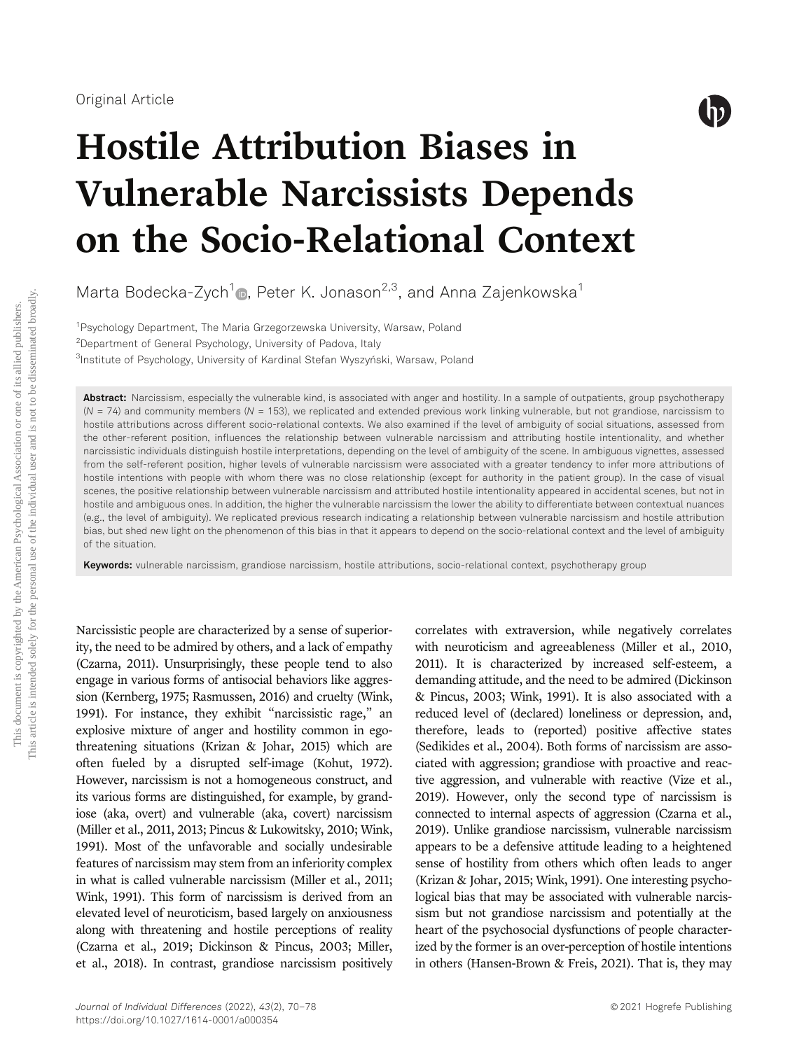Original Article

# Hostile Attribution Biases in Vulnerable Narcissists Depends on the Socio-Relational Context

Marta Bodecka-Zych[1], Peter K. Jonason[2,3], and Anna Zajenkowska[1]

[1]Psychology Department, The Maria Grzegorzewska University, Warsaw, Poland
[2]Department of General Psychology, University of Padova, Italy
[3]Institute of Psychology, University of Kardinal Stefan Wyszyński, Warsaw, Poland

**Abstract:** Narcissism, especially the vulnerable kind, is associated with anger and hostility. In a sample of outpatients, group psychotherapy ($N$ = 74) and community members ($N$ = 153), we replicated and extended previous work linking vulnerable, but not grandiose, narcissism to hostile attributions across different socio-relational contexts. We also examined if the level of ambiguity of social situations, assessed from the other-referent position, influences the relationship between vulnerable narcissism and attributing hostile intentionality, and whether narcissistic individuals distinguish hostile interpretations, depending on the level of ambiguity of the scene. In ambiguous vignettes, assessed from the self-referent position, higher levels of vulnerable narcissism were associated with a greater tendency to infer more attributions of hostile intentions with people with whom there was no close relationship (except for authority in the patient group). In the case of visual scenes, the positive relationship between vulnerable narcissism and attributed hostile intentionality appeared in accidental scenes, but not in hostile and ambiguous ones. In addition, the higher the vulnerable narcissism the lower the ability to differentiate between contextual nuances (e.g., the level of ambiguity). We replicated previous research indicating a relationship between vulnerable narcissism and hostile attribution bias, but shed new light on the phenomenon of this bias in that it appears to depend on the socio-relational context and the level of ambiguity of the situation.

**Keywords:** vulnerable narcissism, grandiose narcissism, hostile attributions, socio-relational context, psychotherapy group

Narcissistic people are characterized by a sense of superiority, the need to be admired by others, and a lack of empathy (Czarna, 2011). Unsurprisingly, these people tend to also engage in various forms of antisocial behaviors like aggression (Kernberg, 1975; Rasmussen, 2016) and cruelty (Wink, 1991). For instance, they exhibit "narcissistic rage," an explosive mixture of anger and hostility common in ego-threatening situations (Krizan & Johar, 2015) which are often fueled by a disrupted self-image (Kohut, 1972). However, narcissism is not a homogeneous construct, and its various forms are distinguished, for example, by grandiose (aka, overt) and vulnerable (aka, covert) narcissism (Miller et al., 2011, 2013; Pincus & Lukowitsky, 2010; Wink, 1991). Most of the unfavorable and socially undesirable features of narcissism may stem from an inferiority complex in what is called vulnerable narcissism (Miller et al., 2011; Wink, 1991). This form of narcissism is derived from an elevated level of neuroticism, based largely on anxiousness along with threatening and hostile perceptions of reality (Czarna et al., 2019; Dickinson & Pincus, 2003; Miller, et al., 2018). In contrast, grandiose narcissism positively correlates with extraversion, while negatively correlates with neuroticism and agreeableness (Miller et al., 2010, 2011). It is characterized by increased self-esteem, a demanding attitude, and the need to be admired (Dickinson & Pincus, 2003; Wink, 1991). It is also associated with a reduced level of (declared) loneliness or depression, and, therefore, leads to (reported) positive affective states (Sedikides et al., 2004). Both forms of narcissism are associated with aggression; grandiose with proactive and reactive aggression, and vulnerable with reactive (Vize et al., 2019). However, only the second type of narcissism is connected to internal aspects of aggression (Czarna et al., 2019). Unlike grandiose narcissism, vulnerable narcissism appears to be a defensive attitude leading to a heightened sense of hostility from others which often leads to anger (Krizan & Johar, 2015; Wink, 1991). One interesting psychological bias that may be associated with vulnerable narcissism but not grandiose narcissism and potentially at the heart of the psychosocial dysfunctions of people characterized by the former is an over-perception of hostile intentions in others (Hansen-Brown & Freis, 2021). That is, they may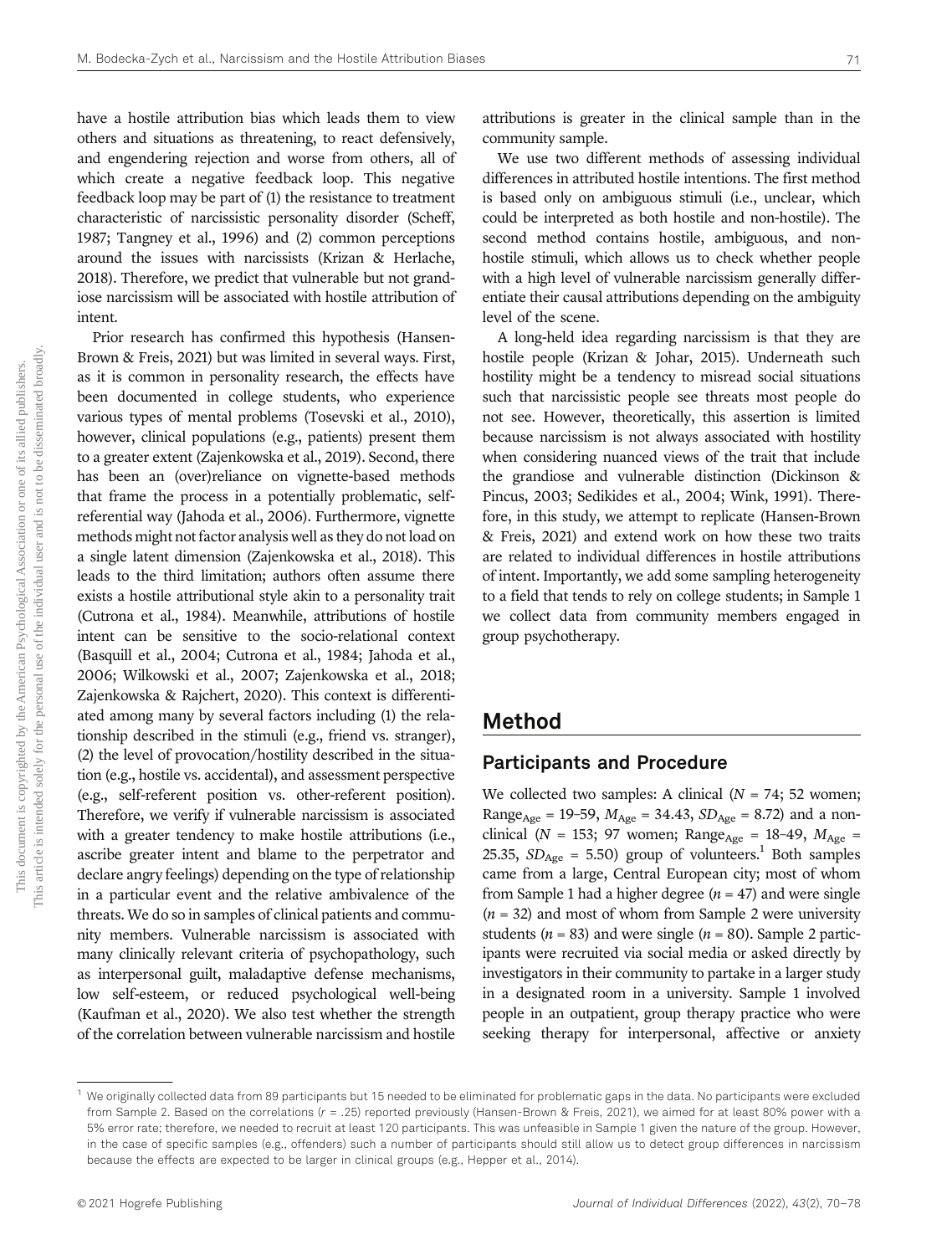have a hostile attribution bias which leads them to view others and situations as threatening, to react defensively, and engendering rejection and worse from others, all of which create a negative feedback loop. This negative feedback loop may be part of (1) the resistance to treatment characteristic of narcissistic personality disorder (Scheff, 1987; Tangney et al., 1996) and (2) common perceptions around the issues with narcissists (Krizan & Herlache, 2018). Therefore, we predict that vulnerable but not grandiose narcissism will be associated with hostile attribution of intent.

Prior research has confirmed this hypothesis (Hansen-Brown & Freis, 2021) but was limited in several ways. First, as it is common in personality research, the effects have been documented in college students, who experience various types of mental problems (Tosevski et al., 2010), however, clinical populations (e.g., patients) present them to a greater extent (Zajenkowska et al., 2019). Second, there has been an (over)reliance on vignette-based methods that frame the process in a potentially problematic, self-referential way (Jahoda et al., 2006). Furthermore, vignette methods might not factor analysis well as they do not load on a single latent dimension (Zajenkowska et al., 2018). This leads to the third limitation; authors often assume there exists a hostile attributional style akin to a personality trait (Cutrona et al., 1984). Meanwhile, attributions of hostile intent can be sensitive to the socio-relational context (Basquill et al., 2004; Cutrona et al., 1984; Jahoda et al., 2006; Wilkowski et al., 2007; Zajenkowska et al., 2018; Zajenkowska & Rajchert, 2020). This context is differentiated among many by several factors including (1) the relationship described in the stimuli (e.g., friend vs. stranger), (2) the level of provocation/hostility described in the situation (e.g., hostile vs. accidental), and assessment perspective (e.g., self-referent position vs. other-referent position). Therefore, we verify if vulnerable narcissism is associated with a greater tendency to make hostile attributions (i.e., ascribe greater intent and blame to the perpetrator and declare angry feelings) depending on the type of relationship in a particular event and the relative ambivalence of the threats. We do so in samples of clinical patients and community members. Vulnerable narcissism is associated with many clinically relevant criteria of psychopathology, such as interpersonal guilt, maladaptive defense mechanisms, low self-esteem, or reduced psychological well-being (Kaufman et al., 2020). We also test whether the strength of the correlation between vulnerable narcissism and hostile attributions is greater in the clinical sample than in the community sample.

We use two different methods of assessing individual differences in attributed hostile intentions. The first method is based only on ambiguous stimuli (i.e., unclear, which could be interpreted as both hostile and non-hostile). The second method contains hostile, ambiguous, and non-hostile stimuli, which allows us to check whether people with a high level of vulnerable narcissism generally differentiate their causal attributions depending on the ambiguity level of the scene.

A long-held idea regarding narcissism is that they are hostile people (Krizan & Johar, 2015). Underneath such hostility might be a tendency to misread social situations such that narcissistic people see threats most people do not see. However, theoretically, this assertion is limited because narcissism is not always associated with hostility when considering nuanced views of the trait that include the grandiose and vulnerable distinction (Dickinson & Pincus, 2003; Sedikides et al., 2004; Wink, 1991). Therefore, in this study, we attempt to replicate (Hansen-Brown & Freis, 2021) and extend work on how these two traits are related to individual differences in hostile attributions of intent. Importantly, we add some sampling heterogeneity to a field that tends to rely on college students; in Sample 1 we collect data from community members engaged in group psychotherapy.

## Method

### Participants and Procedure

We collected two samples: A clinical ($N$ = 74; 52 women; $\text{Range}_{\text{Age}}$ = 19–59, $M_{\text{Age}}$ = 34.43, $SD_{\text{Age}}$ = 8.72) and a non-clinical ($N$ = 153; 97 women; $\text{Range}_{\text{Age}}$ = 18–49, $M_{\text{Age}}$ = 25.35, $SD_{\text{Age}}$ = 5.50) group of volunteers.[1] Both samples came from a large, Central European city; most of whom from Sample 1 had a higher degree ($n$ = 47) and were single ($n$ = 32) and most of whom from Sample 2 were university students ($n$ = 83) and were single ($n$ = 80). Sample 2 participants were recruited via social media or asked directly by investigators in their community to partake in a larger study in a designated room in a university. Sample 1 involved people in an outpatient, group therapy practice who were seeking therapy for interpersonal, affective or anxiety

[1] We originally collected data from 89 participants but 15 needed to be eliminated for problematic gaps in the data. No participants were excluded from Sample 2. Based on the correlations ($r$ = .25) reported previously (Hansen-Brown & Freis, 2021), we aimed for at least 80% power with a 5% error rate; therefore, we needed to recruit at least 120 participants. This was unfeasible in Sample 1 given the nature of the group. However, in the case of specific samples (e.g., offenders) such a number of participants should still allow us to detect group differences in narcissism because the effects are expected to be larger in clinical groups (e.g., Hepper et al., 2014).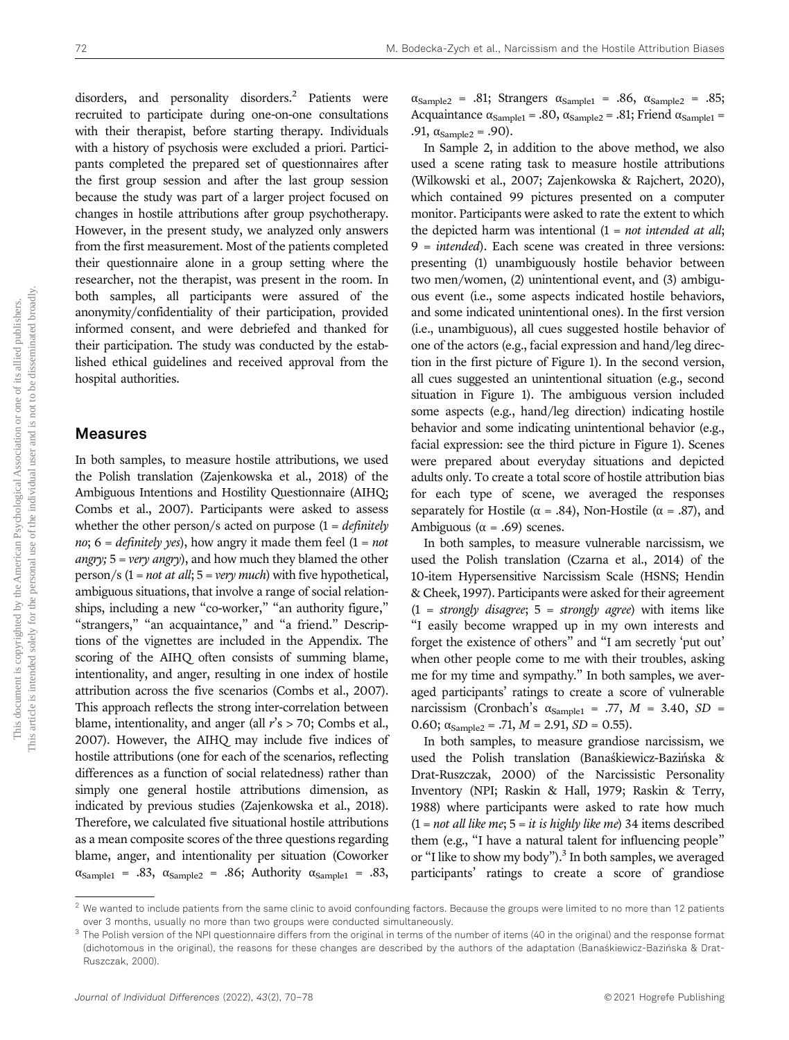disorders, and personality disorders.[2] Patients were recruited to participate during one-on-one consultations with their therapist, before starting therapy. Individuals with a history of psychosis were excluded a priori. Participants completed the prepared set of questionnaires after the first group session and after the last group session because the study was part of a larger project focused on changes in hostile attributions after group psychotherapy. However, in the present study, we analyzed only answers from the first measurement. Most of the patients completed their questionnaire alone in a group setting where the researcher, not the therapist, was present in the room. In both samples, all participants were assured of the anonymity/confidentiality of their participation, provided informed consent, and were debriefed and thanked for their participation. The study was conducted by the established ethical guidelines and received approval from the hospital authorities.

## Measures

In both samples, to measure hostile attributions, we used the Polish translation (Zajenkowska et al., 2018) of the Ambiguous Intentions and Hostility Questionnaire (AIHQ; Combs et al., 2007). Participants were asked to assess whether the other person/s acted on purpose (1 = *definitely no*; 6 = *definitely yes*), how angry it made them feel (1 = *not angry;* 5 = *very angry*), and how much they blamed the other person/s (1 = *not at all*; 5 = *very much*) with five hypothetical, ambiguous situations, that involve a range of social relationships, including a new "co-worker," "an authority figure," "strangers," "an acquaintance," and "a friend." Descriptions of the vignettes are included in the Appendix. The scoring of the AIHQ often consists of summing blame, intentionality, and anger, resulting in one index of hostile attribution across the five scenarios (Combs et al., 2007). This approach reflects the strong inter-correlation between blame, intentionality, and anger (all $r$'s > 70; Combs et al., 2007). However, the AIHQ may include five indices of hostile attributions (one for each of the scenarios, reflecting differences as a function of social relatedness) rather than simply one general hostile attributions dimension, as indicated by previous studies (Zajenkowska et al., 2018). Therefore, we calculated five situational hostile attributions as a mean composite scores of the three questions regarding blame, anger, and intentionality per situation (Coworker $\alpha_{\text{Sample1}}$ = .83, $\alpha_{\text{Sample2}}$ = .86; Authority $\alpha_{\text{Sample1}}$ = .83, $\alpha_{\text{Sample2}}$ = .81; Strangers $\alpha_{\text{Sample1}}$ = .86, $\alpha_{\text{Sample2}}$ = .85; Acquaintance $\alpha_{\text{Sample1}}$ = .80, $\alpha_{\text{Sample2}}$ = .81; Friend $\alpha_{\text{Sample1}}$ = .91, $\alpha_{\text{Sample2}}$ = .90).

In Sample 2, in addition to the above method, we also used a scene rating task to measure hostile attributions (Wilkowski et al., 2007; Zajenkowska & Rajchert, 2020), which contained 99 pictures presented on a computer monitor. Participants were asked to rate the extent to which the depicted harm was intentional (1 = *not intended at all*; 9 = *intended*). Each scene was created in three versions: presenting (1) unambiguously hostile behavior between two men/women, (2) unintentional event, and (3) ambiguous event (i.e., some aspects indicated hostile behaviors, and some indicated unintentional ones). In the first version (i.e., unambiguous), all cues suggested hostile behavior of one of the actors (e.g., facial expression and hand/leg direction in the first picture of Figure 1). In the second version, all cues suggested an unintentional situation (e.g., second situation in Figure 1). The ambiguous version included some aspects (e.g., hand/leg direction) indicating hostile behavior and some indicating unintentional behavior (e.g., facial expression: see the third picture in Figure 1). Scenes were prepared about everyday situations and depicted adults only. To create a total score of hostile attribution bias for each type of scene, we averaged the responses separately for Hostile ($\alpha$ = .84), Non-Hostile ($\alpha$ = .87), and Ambiguous ($\alpha$ = .69) scenes.

In both samples, to measure vulnerable narcissism, we used the Polish translation (Czarna et al., 2014) of the 10-item Hypersensitive Narcissism Scale (HSNS; Hendin & Cheek, 1997). Participants were asked for their agreement (1 = *strongly disagree*; 5 = *strongly agree*) with items like "I easily become wrapped up in my own interests and forget the existence of others" and "I am secretly 'put out' when other people come to me with their troubles, asking me for my time and sympathy." In both samples, we averaged participants' ratings to create a score of vulnerable narcissism (Cronbach's $\alpha_{\text{Sample1}}$ = .77, $M$ = 3.40, $SD$ = 0.60; $\alpha_{\text{Sample2}}$ = .71, $M$ = 2.91, $SD$ = 0.55).

In both samples, to measure grandiose narcissism, we used the Polish translation (Banaśkiewicz-Bazińska & Drat-Ruszczak, 2000) of the Narcissistic Personality Inventory (NPI; Raskin & Hall, 1979; Raskin & Terry, 1988) where participants were asked to rate how much (1 = *not all like me*; 5 = *it is highly like me*) 34 items described them (e.g., "I have a natural talent for influencing people" or "I like to show my body").[3] In both samples, we averaged participants' ratings to create a score of grandiose

[2] We wanted to include patients from the same clinic to avoid confounding factors. Because the groups were limited to no more than 12 patients over 3 months, usually no more than two groups were conducted simultaneously.

[3] The Polish version of the NPI questionnaire differs from the original in terms of the number of items (40 in the original) and the response format (dichotomous in the original), the reasons for these changes are described by the authors of the adaptation (Banaśkiewicz-Bazińska & Drat-Ruszczak, 2000).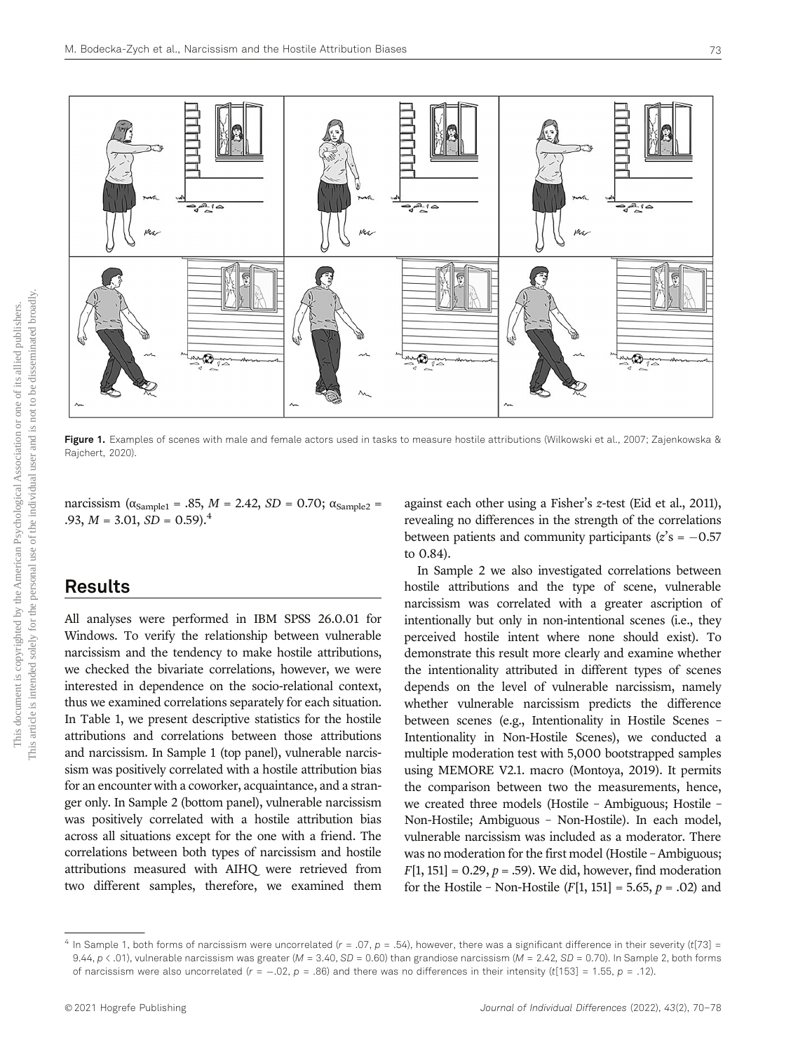Figure 1. Examples of scenes with male and female actors used in tasks to measure hostile attributions (Wilkowski et al., 2007; Zajenkowska & Rajchert, 2020).

narcissism ($\alpha_{Sample1}$ = .85, *M* = 2.42, *SD* = 0.70; $\alpha_{Sample2}$ = .93, *M* = 3.01, *SD* = 0.59).[4]

## Results

All analyses were performed in IBM SPSS 26.0.01 for Windows. To verify the relationship between vulnerable narcissism and the tendency to make hostile attributions, we checked the bivariate correlations, however, we were interested in dependence on the socio-relational context, thus we examined correlations separately for each situation. In Table 1, we present descriptive statistics for the hostile attributions and correlations between those attributions and narcissism. In Sample 1 (top panel), vulnerable narcissism was positively correlated with a hostile attribution bias for an encounter with a coworker, acquaintance, and a stranger only. In Sample 2 (bottom panel), vulnerable narcissism was positively correlated with a hostile attribution bias across all situations except for the one with a friend. The correlations between both types of narcissism and hostile attributions measured with AIHQ were retrieved from two different samples, therefore, we examined them against each other using a Fisher's *z*-test (Eid et al., 2011), revealing no differences in the strength of the correlations between patients and community participants (*z*'s = −0.57 to 0.84).

In Sample 2 we also investigated correlations between hostile attributions and the type of scene, vulnerable narcissism was correlated with a greater ascription of intentionally but only in non-intentional scenes (i.e., they perceived hostile intent where none should exist). To demonstrate this result more clearly and examine whether the intentionality attributed in different types of scenes depends on the level of vulnerable narcissism, namely whether vulnerable narcissism predicts the difference between scenes (e.g., Intentionality in Hostile Scenes – Intentionality in Non-Hostile Scenes), we conducted a multiple moderation test with 5,000 bootstrapped samples using MEMORE V2.1. macro (Montoya, 2019). It permits the comparison between two the measurements, hence, we created three models (Hostile – Ambiguous; Hostile – Non-Hostile; Ambiguous – Non-Hostile). In each model, vulnerable narcissism was included as a moderator. There was no moderation for the first model (Hostile – Ambiguous; $F[1, 151] = 0.29$, $p = .59$). We did, however, find moderation for the Hostile – Non-Hostile ($F[1, 151] = 5.65$, $p = .02$) and

[4] In Sample 1, both forms of narcissism were uncorrelated ($r = .07$, $p = .54$), however, there was a significant difference in their severity ($t[73] = 9.44$, $p < .01$), vulnerable narcissism was greater (*M* = 3.40, *SD* = 0.60) than grandiose narcissism (*M* = 2.42, *SD* = 0.70). In Sample 2, both forms of narcissism were also uncorrelated ($r = -.02$, $p = .86$) and there was no differences in their intensity ($t[153] = 1.55$, $p = .12$).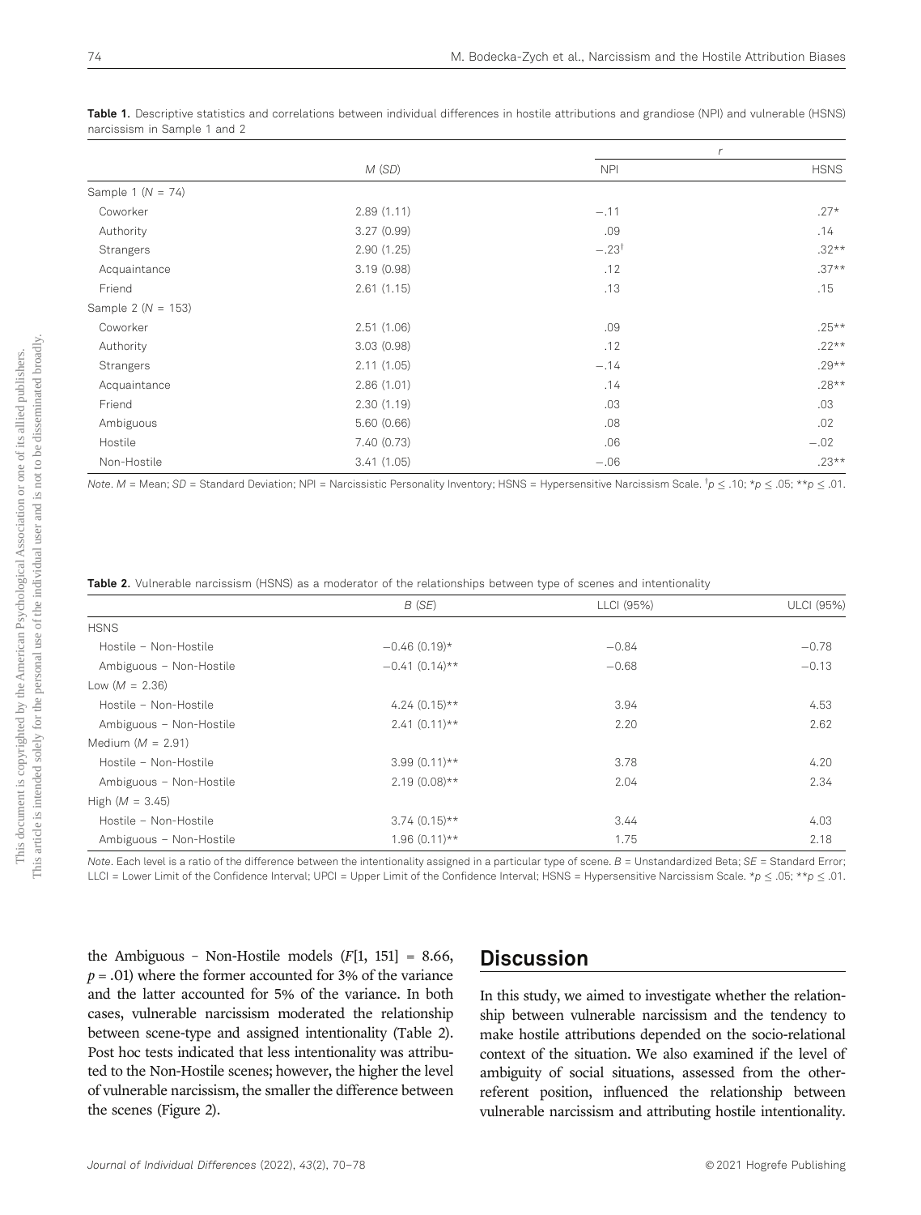**Table 1.** Descriptive statistics and correlations between individual differences in hostile attributions and grandiose (NPI) and vulnerable (HSNS) narcissism in Sample 1 and 2

| | $M$ ($SD$) | $r$ | |
|---|---|---|---|
| | | NPI | HSNS |
| Sample 1 ($N$ = 74) | | | |
| Coworker | 2.89 (1.11) | −.11 | .27* |
| Authority | 3.27 (0.99) | .09 | .14 |
| Strangers | 2.90 (1.25) | −.23$^{\dagger}$ | .32** |
| Acquaintance | 3.19 (0.98) | .12 | .37** |
| Friend | 2.61 (1.15) | .13 | .15 |
| Sample 2 ($N$ = 153) | | | |
| Coworker | 2.51 (1.06) | .09 | .25** |
| Authority | 3.03 (0.98) | .12 | .22** |
| Strangers | 2.11 (1.05) | −.14 | .29** |
| Acquaintance | 2.86 (1.01) | .14 | .28** |
| Friend | 2.30 (1.19) | .03 | .03 |
| Ambiguous | 5.60 (0.66) | .08 | .02 |
| Hostile | 7.40 (0.73) | .06 | −.02 |
| Non-Hostile | 3.41 (1.05) | −.06 | .23** |

*Note.* $M$ = Mean; $SD$ = Standard Deviation; NPI = Narcissistic Personality Inventory; HSNS = Hypersensitive Narcissism Scale. $^{\dagger}p \leq .10$; $*p \leq .05$; $**p \leq .01$.

**Table 2.** Vulnerable narcissism (HSNS) as a moderator of the relationships between type of scenes and intentionality

| | $B$ ($SE$) | LLCI (95%) | ULCI (95%) |
|---|---|---|---|
| HSNS | | | |
| Hostile – Non-Hostile | −0.46 (0.19)* | −0.84 | −0.78 |
| Ambiguous – Non-Hostile | −0.41 (0.14)** | −0.68 | −0.13 |
| Low ($M$ = 2.36) | | | |
| Hostile – Non-Hostile | 4.24 (0.15)** | 3.94 | 4.53 |
| Ambiguous – Non-Hostile | 2.41 (0.11)** | 2.20 | 2.62 |
| Medium ($M$ = 2.91) | | | |
| Hostile – Non-Hostile | 3.99 (0.11)** | 3.78 | 4.20 |
| Ambiguous – Non-Hostile | 2.19 (0.08)** | 2.04 | 2.34 |
| High ($M$ = 3.45) | | | |
| Hostile – Non-Hostile | 3.74 (0.15)** | 3.44 | 4.03 |
| Ambiguous – Non-Hostile | 1.96 (0.11)** | 1.75 | 2.18 |

*Note.* Each level is a ratio of the difference between the intentionality assigned in a particular type of scene. $B$ = Unstandardized Beta; $SE$ = Standard Error; LLCI = Lower Limit of the Confidence Interval; UPCI = Upper Limit of the Confidence Interval; HSNS = Hypersensitive Narcissism Scale. $*p \leq .05$; $**p \leq .01$.

the Ambiguous – Non-Hostile models ($F[1, 151] = 8.66$, $p = .01$) where the former accounted for 3% of the variance and the latter accounted for 5% of the variance. In both cases, vulnerable narcissism moderated the relationship between scene-type and assigned intentionality (Table 2). Post hoc tests indicated that less intentionality was attributed to the Non-Hostile scenes; however, the higher the level of vulnerable narcissism, the smaller the difference between the scenes (Figure 2).

## Discussion

In this study, we aimed to investigate whether the relationship between vulnerable narcissism and the tendency to make hostile attributions depended on the socio-relational context of the situation. We also examined if the level of ambiguity of social situations, assessed from the other-referent position, influenced the relationship between vulnerable narcissism and attributing hostile intentionality.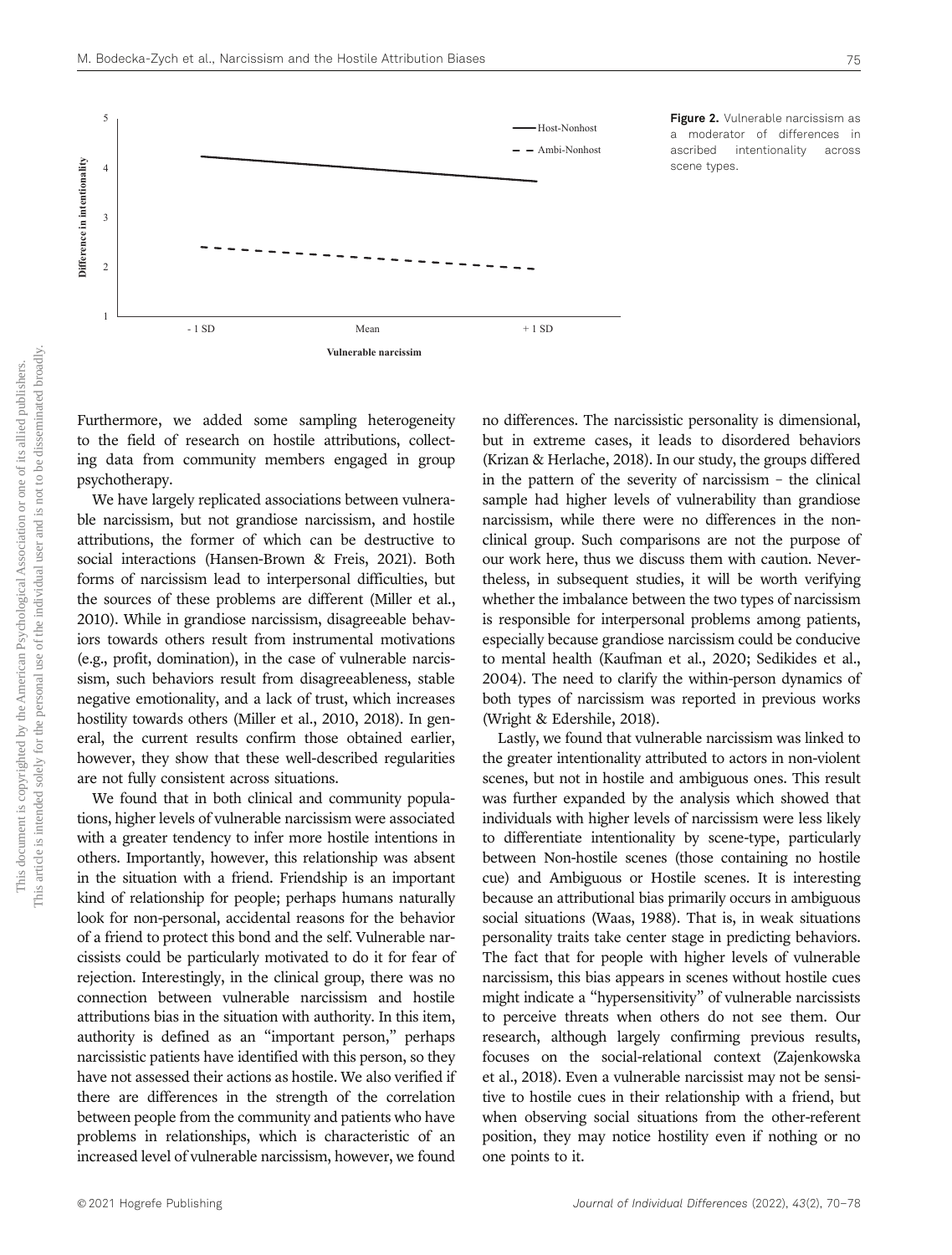**Figure 2.** Vulnerable narcissism as a moderator of differences in ascribed intentionality across scene types.

Furthermore, we added some sampling heterogeneity to the field of research on hostile attributions, collecting data from community members engaged in group psychotherapy.

We have largely replicated associations between vulnerable narcissism, but not grandiose narcissism, and hostile attributions, the former of which can be destructive to social interactions (Hansen-Brown & Freis, 2021). Both forms of narcissism lead to interpersonal difficulties, but the sources of these problems are different (Miller et al., 2010). While in grandiose narcissism, disagreeable behaviors towards others result from instrumental motivations (e.g., profit, domination), in the case of vulnerable narcissism, such behaviors result from disagreeableness, stable negative emotionality, and a lack of trust, which increases hostility towards others (Miller et al., 2010, 2018). In general, the current results confirm those obtained earlier, however, they show that these well-described regularities are not fully consistent across situations.

We found that in both clinical and community populations, higher levels of vulnerable narcissism were associated with a greater tendency to infer more hostile intentions in others. Importantly, however, this relationship was absent in the situation with a friend. Friendship is an important kind of relationship for people; perhaps humans naturally look for non-personal, accidental reasons for the behavior of a friend to protect this bond and the self. Vulnerable narcissists could be particularly motivated to do it for fear of rejection. Interestingly, in the clinical group, there was no connection between vulnerable narcissism and hostile attributions bias in the situation with authority. In this item, authority is defined as an "important person," perhaps narcissistic patients have identified with this person, so they have not assessed their actions as hostile. We also verified if there are differences in the strength of the correlation between people from the community and patients who have problems in relationships, which is characteristic of an increased level of vulnerable narcissism, however, we found no differences. The narcissistic personality is dimensional, but in extreme cases, it leads to disordered behaviors (Krizan & Herlache, 2018). In our study, the groups differed in the pattern of the severity of narcissism – the clinical sample had higher levels of vulnerability than grandiose narcissism, while there were no differences in the nonclinical group. Such comparisons are not the purpose of our work here, thus we discuss them with caution. Nevertheless, in subsequent studies, it will be worth verifying whether the imbalance between the two types of narcissism is responsible for interpersonal problems among patients, especially because grandiose narcissism could be conducive to mental health (Kaufman et al., 2020; Sedikides et al., 2004). The need to clarify the within-person dynamics of both types of narcissism was reported in previous works (Wright & Edershile, 2018).

Lastly, we found that vulnerable narcissism was linked to the greater intentionality attributed to actors in non-violent scenes, but not in hostile and ambiguous ones. This result was further expanded by the analysis which showed that individuals with higher levels of narcissism were less likely to differentiate intentionality by scene-type, particularly between Non-hostile scenes (those containing no hostile cue) and Ambiguous or Hostile scenes. It is interesting because an attributional bias primarily occurs in ambiguous social situations (Waas, 1988). That is, in weak situations personality traits take center stage in predicting behaviors. The fact that for people with higher levels of vulnerable narcissism, this bias appears in scenes without hostile cues might indicate a "hypersensitivity" of vulnerable narcissists to perceive threats when others do not see them. Our research, although largely confirming previous results, focuses on the social-relational context (Zajenkowska et al., 2018). Even a vulnerable narcissist may not be sensitive to hostile cues in their relationship with a friend, but when observing social situations from the other-referent position, they may notice hostility even if nothing or no one points to it.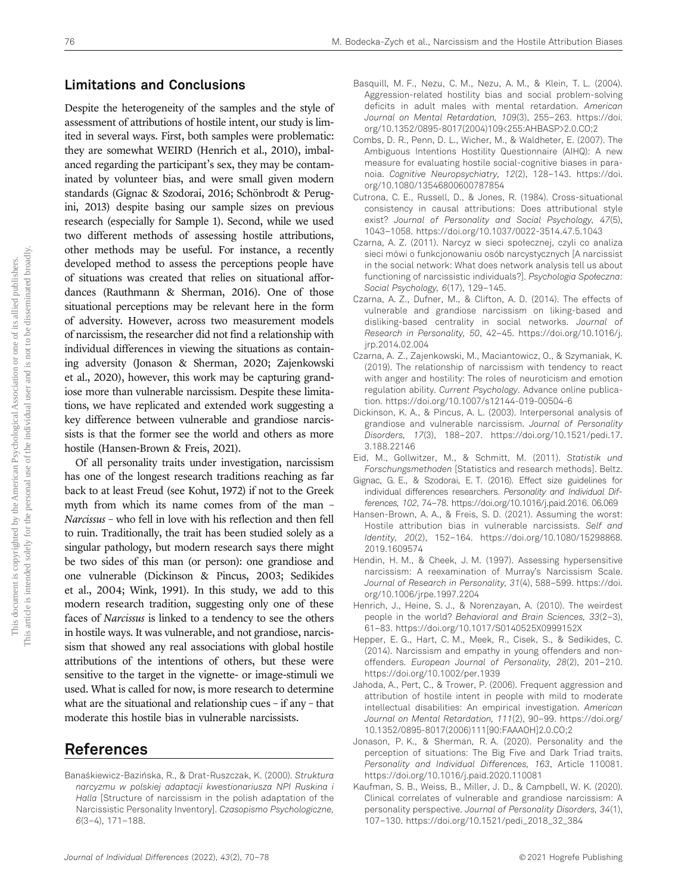## Limitations and Conclusions

Despite the heterogeneity of the samples and the style of assessment of attributions of hostile intent, our study is limited in several ways. First, both samples were problematic: they are somewhat WEIRD (Henrich et al., 2010), imbalanced regarding the participant's sex, they may be contaminated by volunteer bias, and were small given modern standards (Gignac & Szodorai, 2016; Schönbrodt & Perugini, 2013) despite basing our sample sizes on previous research (especially for Sample 1). Second, while we used two different methods of assessing hostile attributions, other methods may be useful. For instance, a recently developed method to assess the perceptions people have of situations was created that relies on situational affordances (Rauthmann & Sherman, 2016). One of those situational perceptions may be relevant here in the form of adversity. However, across two measurement models of narcissism, the researcher did not find a relationship with individual differences in viewing the situations as containing adversity (Jonason & Sherman, 2020; Zajenkowski et al., 2020), however, this work may be capturing grandiose more than vulnerable narcissism. Despite these limitations, we have replicated and extended work suggesting a key difference between vulnerable and grandiose narcissists is that the former see the world and others as more hostile (Hansen-Brown & Freis, 2021).

Of all personality traits under investigation, narcissism has one of the longest research traditions reaching as far back to at least Freud (see Kohut, 1972) if not to the Greek myth from which its name comes from of the man – *Narcissus* – who fell in love with his reflection and then fell to ruin. Traditionally, the trait has been studied solely as a singular pathology, but modern research says there might be two sides of this man (or person): one grandiose and one vulnerable (Dickinson & Pincus, 2003; Sedikides et al., 2004; Wink, 1991). In this study, we add to this modern research tradition, suggesting only one of these faces of *Narcissus* is linked to a tendency to see the others in hostile ways. It was vulnerable, and not grandiose, narcissism that showed any real associations with global hostile attributions of the intentions of others, but these were sensitive to the target in the vignette- or image-stimuli we used. What is called for now, is more research to determine what are the situational and relationship cues – if any – that moderate this hostile bias in vulnerable narcissists.

## References

Banaśkiewicz-Bazińska, R., & Drat-Ruszczak, K. (2000). *Struktura narcyzmu w polskiej adaptacji kwestionariusza NPI Ruskina i Halla* [Structure of narcissism in the polish adaptation of the Narcissistic Personality Inventory]. *Czasopismo Psychologiczne, 6*(3–4), 171–188.

Basquill, M. F., Nezu, C. M., Nezu, A. M., & Klein, T. L. (2004). Aggression-related hostility bias and social problem-solving deficits in adult males with mental retardation. *American Journal on Mental Retardation, 109*(3), 255–263. https://doi.org/10.1352/0895-8017(2004)109<255:AHBASP>2.0.CO;2

Combs, D. R., Penn, D. L., Wicher, M., & Waldheter, E. (2007). The Ambiguous Intentions Hostility Questionnaire (AIHQ): A new measure for evaluating hostile social-cognitive biases in paranoia. *Cognitive Neuropsychiatry, 12*(2), 128–143. https://doi.org/10.1080/13546800600787854

Cutrona, C. E., Russell, D., & Jones, R. (1984). Cross-situational consistency in causal attributions: Does attributional style exist? *Journal of Personality and Social Psychology, 47*(5), 1043–1058. https://doi.org/10.1037/0022-3514.47.5.1043

Czarna, A. Z. (2011). Narcyz w sieci społecznej, czyli co analiza sieci mówi o funkcjonowaniu osób narcystycznych [A narcissist in the social network: What does network analysis tell us about functioning of narcissistic individuals?]. *Psychologia Społeczna: Social Psychology, 6*(17), 129–145.

Czarna, A. Z., Dufner, M., & Clifton, A. D. (2014). The effects of vulnerable and grandiose narcissism on liking-based and disliking-based centrality in social networks. *Journal of Research in Personality, 50*, 42–45. https://doi.org/10.1016/j.jrp.2014.02.004

Czarna, A. Z., Zajenkowski, M., Maciantowicz, O., & Szymaniak, K. (2019). The relationship of narcissism with tendency to react with anger and hostility: The roles of neuroticism and emotion regulation ability. *Current Psychology*. Advance online publication. https://doi.org/10.1007/s12144-019-00504-6

Dickinson, K. A., & Pincus, A. L. (2003). Interpersonal analysis of grandiose and vulnerable narcissism. *Journal of Personality Disorders, 17*(3), 188–207. https://doi.org/10.1521/pedi.17.3.188.22146

Eid, M., Gollwitzer, M., & Schmitt, M. (2011). *Statistik und Forschungsmethoden* [Statistics and research methods]. Beltz.

Gignac, G. E., & Szodorai, E. T. (2016). Effect size guidelines for individual differences researchers. *Personality and Individual Differences, 102*, 74–78. https://doi.org/10.1016/j.paid.2016.06.069

Hansen-Brown, A. A., & Freis, S. D. (2021). Assuming the worst: Hostile attribution bias in vulnerable narcissists. *Self and Identity, 20*(2), 152–164. https://doi.org/10.1080/15298868.2019.1609574

Hendin, H. M., & Cheek, J. M. (1997). Assessing hypersensitive narcissism: A reexamination of Murray's Narcissism Scale. *Journal of Research in Personality, 31*(4), 588–599. https://doi.org/10.1006/jrpe.1997.2204

Henrich, J., Heine, S. J., & Norenzayan, A. (2010). The weirdest people in the world? *Behavioral and Brain Sciences, 33*(2–3), 61–83. https://doi.org/10.1017/S0140525X0999152X

Hepper, E. G., Hart, C. M., Meek, R., Cisek, S., & Sedikides, C. (2014). Narcissism and empathy in young offenders and non-offenders. *European Journal of Personality, 28*(2), 201–210. https://doi.org/10.1002/per.1939

Jahoda, A., Pert, C., & Trower, P. (2006). Frequent aggression and attribution of hostile intent in people with mild to moderate intellectual disabilities: An empirical investigation. *American Journal on Mental Retardation, 111*(2), 90–99. https://doi.org/10.1352/0895-8017(2006)111[90:FAAAOH]2.0.CO;2

Jonason, P. K., & Sherman, R. A. (2020). Personality and the perception of situations: The Big Five and Dark Triad traits. *Personality and Individual Differences, 163*, Article 110081. https://doi.org/10.1016/j.paid.2020.110081

Kaufman, S. B., Weiss, B., Miller, J. D., & Campbell, W. K. (2020). Clinical correlates of vulnerable and grandiose narcissism: A personality perspective. *Journal of Personality Disorders, 34*(1), 107–130. https://doi.org/10.1521/pedi_2018_32_384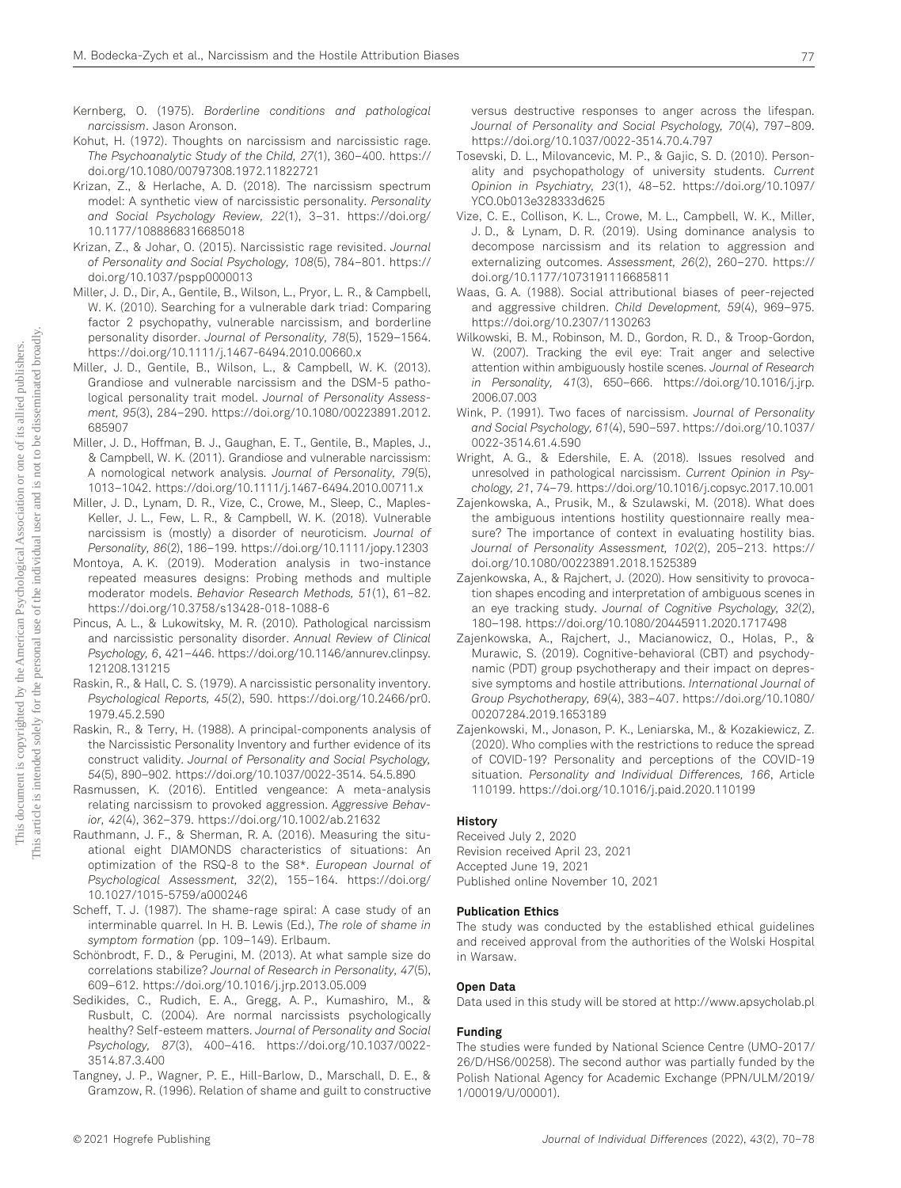Kernberg, O. (1975). *Borderline conditions and pathological narcissism*. Jason Aronson.

Kohut, H. (1972). Thoughts on narcissism and narcissistic rage. *The Psychoanalytic Study of the Child, 27*(1), 360–400. https://doi.org/10.1080/00797308.1972.11822721

Krizan, Z., & Herlache, A. D. (2018). The narcissism spectrum model: A synthetic view of narcissistic personality. *Personality and Social Psychology Review, 22*(1), 3–31. https://doi.org/10.1177/1088868316685018

Krizan, Z., & Johar, O. (2015). Narcissistic rage revisited. *Journal of Personality and Social Psychology, 108*(5), 784–801. https://doi.org/10.1037/pspp0000013

Miller, J. D., Dir, A., Gentile, B., Wilson, L., Pryor, L. R., & Campbell, W. K. (2010). Searching for a vulnerable dark triad: Comparing factor 2 psychopathy, vulnerable narcissism, and borderline personality disorder. *Journal of Personality, 78*(5), 1529–1564. https://doi.org/10.1111/j.1467-6494.2010.00660.x

Miller, J. D., Gentile, B., Wilson, L., & Campbell, W. K. (2013). Grandiose and vulnerable narcissism and the DSM-5 pathological personality trait model. *Journal of Personality Assessment, 95*(3), 284–290. https://doi.org/10.1080/00223891.2012.685907

Miller, J. D., Hoffman, B. J., Gaughan, E. T., Gentile, B., Maples, J., & Campbell, W. K. (2011). Grandiose and vulnerable narcissism: A nomological network analysis. *Journal of Personality, 79*(5), 1013–1042. https://doi.org/10.1111/j.1467-6494.2010.00711.x

Miller, J. D., Lynam, D. R., Vize, C., Crowe, M., Sleep, C., Maples-Keller, J. L., Few, L. R., & Campbell, W. K. (2018). Vulnerable narcissism is (mostly) a disorder of neuroticism. *Journal of Personality, 86*(2), 186–199. https://doi.org/10.1111/jopy.12303

Montoya, A. K. (2019). Moderation analysis in two-instance repeated measures designs: Probing methods and multiple moderator models. *Behavior Research Methods, 51*(1), 61–82. https://doi.org/10.3758/s13428-018-1088-6

Pincus, A. L., & Lukowitsky, M. R. (2010). Pathological narcissism and narcissistic personality disorder. *Annual Review of Clinical Psychology, 6*, 421–446. https://doi.org/10.1146/annurev.clinpsy.121208.131215

Raskin, R., & Hall, C. S. (1979). A narcissistic personality inventory. *Psychological Reports, 45*(2), 590. https://doi.org/10.2466/pr0.1979.45.2.590

Raskin, R., & Terry, H. (1988). A principal-components analysis of the Narcissistic Personality Inventory and further evidence of its construct validity. *Journal of Personality and Social Psychology, 54*(5), 890–902. https://doi.org/10.1037/0022-3514.54.5.890

Rasmussen, K. (2016). Entitled vengeance: A meta-analysis relating narcissism to provoked aggression. *Aggressive Behavior, 42*(4), 362–379. https://doi.org/10.1002/ab.21632

Rauthmann, J. F., & Sherman, R. A. (2016). Measuring the situational eight DIAMONDS characteristics of situations: An optimization of the RSQ-8 to the S8*. *European Journal of Psychological Assessment, 32*(2), 155–164. https://doi.org/10.1027/1015-5759/a000246

Scheff, T. J. (1987). The shame-rage spiral: A case study of an interminable quarrel. In H. B. Lewis (Ed.), *The role of shame in symptom formation* (pp. 109–149). Erlbaum.

Schönbrodt, F. D., & Perugini, M. (2013). At what sample size do correlations stabilize? *Journal of Research in Personality, 47*(5), 609–612. https://doi.org/10.1016/j.jrp.2013.05.009

Sedikides, C., Rudich, E. A., Gregg, A. P., Kumashiro, M., & Rusbult, C. (2004). Are normal narcissists psychologically healthy? Self-esteem matters. *Journal of Personality and Social Psychology, 87*(3), 400–416. https://doi.org/10.1037/0022-3514.87.3.400

Tangney, J. P., Wagner, P. E., Hill-Barlow, D., Marschall, D. E., & Gramzow, R. (1996). Relation of shame and guilt to constructive versus destructive responses to anger across the lifespan. *Journal of Personality and Social Psychology, 70*(4), 797–809. https://doi.org/10.1037/0022-3514.70.4.797

Tosevski, D. L., Milovancevic, M. P., & Gajic, S. D. (2010). Personality and psychopathology of university students. *Current Opinion in Psychiatry, 23*(1), 48–52. https://doi.org/10.1097/YCO.0b013e328333d625

Vize, C. E., Collison, K. L., Crowe, M. L., Campbell, W. K., Miller, J. D., & Lynam, D. R. (2019). Using dominance analysis to decompose narcissism and its relation to aggression and externalizing outcomes. *Assessment, 26*(2), 260–270. https://doi.org/10.1177/1073191116685811

Waas, G. A. (1988). Social attributional biases of peer-rejected and aggressive children. *Child Development, 59*(4), 969–975. https://doi.org/10.2307/1130263

Wilkowski, B. M., Robinson, M. D., Gordon, R. D., & Troop-Gordon, W. (2007). Tracking the evil eye: Trait anger and selective attention within ambiguously hostile scenes. *Journal of Research in Personality, 41*(3), 650–666. https://doi.org/10.1016/j.jrp.2006.07.003

Wink, P. (1991). Two faces of narcissism. *Journal of Personality and Social Psychology, 61*(4), 590–597. https://doi.org/10.1037/0022-3514.61.4.590

Wright, A. G., & Edershile, E. A. (2018). Issues resolved and unresolved in pathological narcissism. *Current Opinion in Psychology, 21*, 74–79. https://doi.org/10.1016/j.copsyc.2017.10.001

Zajenkowska, A., Prusik, M., & Szulawski, M. (2018). What does the ambiguous intentions hostility questionnaire really measure? The importance of context in evaluating hostility bias. *Journal of Personality Assessment, 102*(2), 205–213. https://doi.org/10.1080/00223891.2018.1525389

Zajenkowska, A., & Rajchert, J. (2020). How sensitivity to provocation shapes encoding and interpretation of ambiguous scenes in an eye tracking study. *Journal of Cognitive Psychology, 32*(2), 180–198. https://doi.org/10.1080/20445911.2020.1717498

Zajenkowska, A., Rajchert, J., Macianowicz, O., Holas, P., & Murawic, S. (2019). Cognitive-behavioral (CBT) and psychodynamic (PDT) group psychotherapy and their impact on depressive symptoms and hostile attributions. *International Journal of Group Psychotherapy, 69*(4), 383–407. https://doi.org/10.1080/00207284.2019.1653189

Zajenkowski, M., Jonason, P. K., Leniarska, M., & Kozakiewicz, Z. (2020). Who complies with the restrictions to reduce the spread of COVID-19? Personality and perceptions of the COVID-19 situation. *Personality and Individual Differences, 166*, Article 110199. https://doi.org/10.1016/j.paid.2020.110199

#### History

Received July 2, 2020
Revision received April 23, 2021
Accepted June 19, 2021
Published online November 10, 2021

#### Publication Ethics

The study was conducted by the established ethical guidelines and received approval from the authorities of the Wolski Hospital in Warsaw.

#### Open Data

Data used in this study will be stored at http://www.apsycholab.pl

#### Funding

The studies were funded by National Science Centre (UMO-2017/26/D/HS6/00258). The second author was partially funded by the Polish National Agency for Academic Exchange (PPN/ULM/2019/1/00019/U/00001).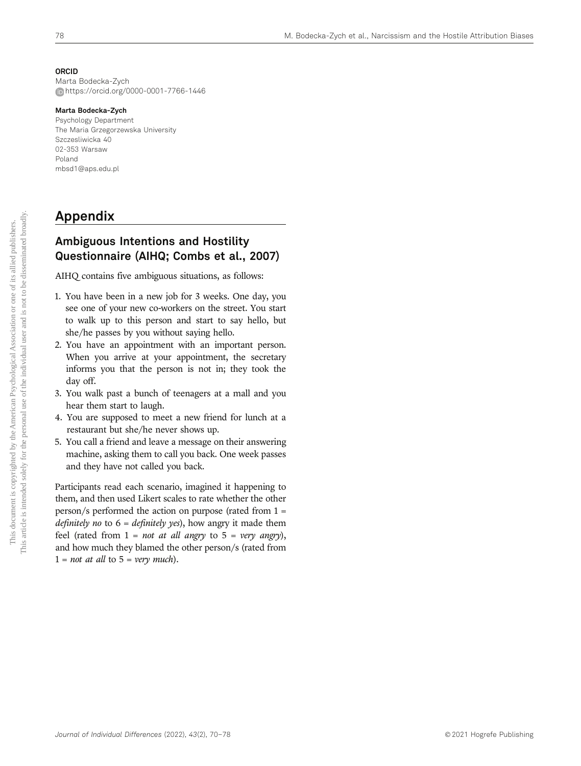**ORCID**

Marta Bodecka-Zych

https://orcid.org/0000-0001-7766-1446

**Marta Bodecka-Zych**

Psychology Department
The Maria Grzegorzewska University
Szczesliwicka 40
02-353 Warsaw
Poland
mbsd1@aps.edu.pl

## Appendix

### Ambiguous Intentions and Hostility Questionnaire (AIHQ; Combs et al., 2007)

AIHQ contains five ambiguous situations, as follows:

1. You have been in a new job for 3 weeks. One day, you see one of your new co-workers on the street. You start to walk up to this person and start to say hello, but she/he passes by you without saying hello.
2. You have an appointment with an important person. When you arrive at your appointment, the secretary informs you that the person is not in; they took the day off.
3. You walk past a bunch of teenagers at a mall and you hear them start to laugh.
4. You are supposed to meet a new friend for lunch at a restaurant but she/he never shows up.
5. You call a friend and leave a message on their answering machine, asking them to call you back. One week passes and they have not called you back.

Participants read each scenario, imagined it happening to them, and then used Likert scales to rate whether the other person/s performed the action on purpose (rated from 1 = *definitely no* to 6 = *definitely yes*), how angry it made them feel (rated from 1 = *not at all angry* to 5 = *very angry*), and how much they blamed the other person/s (rated from 1 = *not at all* to 5 = *very much*).